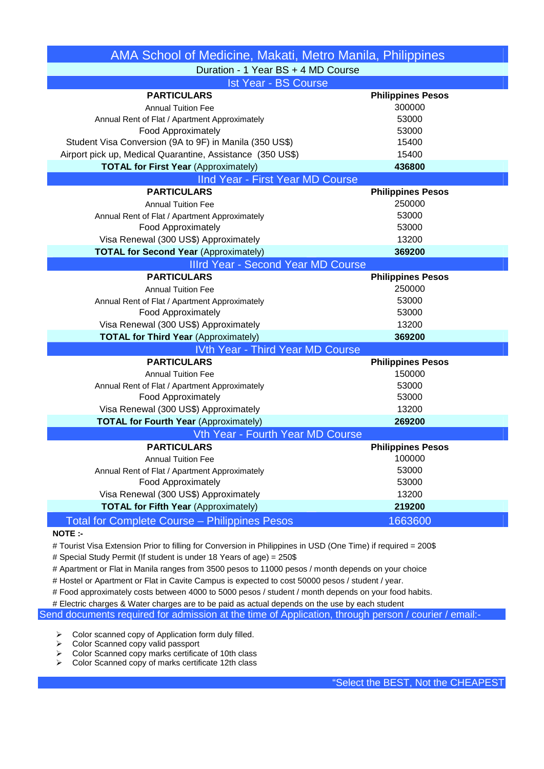# AMA School of Medicine, Makati, Metro Manila, Philippines

Duration - 1 Year BS + 4 MD Course

## Ist Year - BS Course

| PARTICULARS | Philippines Pesos |
|---|---|
| Annual Tuition Fee | 300000 |
| Annual Rent of Flat / Apartment Approximately | 53000 |
| Food Approximately | 53000 |
| Student Visa Conversion (9A to 9F) in Manila (350 US$) | 15400 |
| Airport pick up, Medical Quarantine, Assistance (350 US$) | 15400 |
| **TOTAL for First Year** (Approximately) | **436800** |

## IInd Year - First Year MD Course

| PARTICULARS | Philippines Pesos |
|---|---|
| Annual Tuition Fee | 250000 |
| Annual Rent of Flat / Apartment Approximately | 53000 |
| Food Approximately | 53000 |
| Visa Renewal (300 US$) Approximately | 13200 |
| **TOTAL for Second Year** (Approximately) | **369200** |

## IIIrd Year - Second Year MD Course

| PARTICULARS | Philippines Pesos |
|---|---|
| Annual Tuition Fee | 250000 |
| Annual Rent of Flat / Apartment Approximately | 53000 |
| Food Approximately | 53000 |
| Visa Renewal (300 US$) Approximately | 13200 |
| **TOTAL for Third Year** (Approximately) | **369200** |

## IVth Year - Third Year MD Course

| PARTICULARS | Philippines Pesos |
|---|---|
| Annual Tuition Fee | 150000 |
| Annual Rent of Flat / Apartment Approximately | 53000 |
| Food Approximately | 53000 |
| Visa Renewal (300 US$) Approximately | 13200 |
| **TOTAL for Fourth Year** (Approximately) | **269200** |

## Vth Year - Fourth Year MD Course

| PARTICULARS | Philippines Pesos |
|---|---|
| Annual Tuition Fee | 100000 |
| Annual Rent of Flat / Apartment Approximately | 53000 |
| Food Approximately | 53000 |
| Visa Renewal (300 US$) Approximately | 13200 |
| **TOTAL for Fifth Year** (Approximately) | **219200** |

| Total for Complete Course – Philippines Pesos | 1663600 |
|---|---|

**NOTE :-**

# Tourist Visa Extension Prior to filling for Conversion in Philippines in USD (One Time) if required = 200$
# Special Study Permit (If student is under 18 Years of age) = 250$
# Apartment or Flat in Manila ranges from 3500 pesos to 11000 pesos / month depends on your choice
# Hostel or Apartment or Flat in Cavite Campus is expected to cost 50000 pesos / student / year.
# Food approximately costs between 4000 to 5000 pesos / student / month depends on your food habits.
# Electric charges & Water charges are to be paid as actual depends on the use by each student

Send documents required for admission at the time of Application, through person / courier / email:-

- Color scanned copy of Application form duly filled.
- Color Scanned copy valid passport
- Color Scanned copy marks certificate of 10th class
- Color Scanned copy of marks certificate 12th class

"Select the BEST, Not the CHEAPEST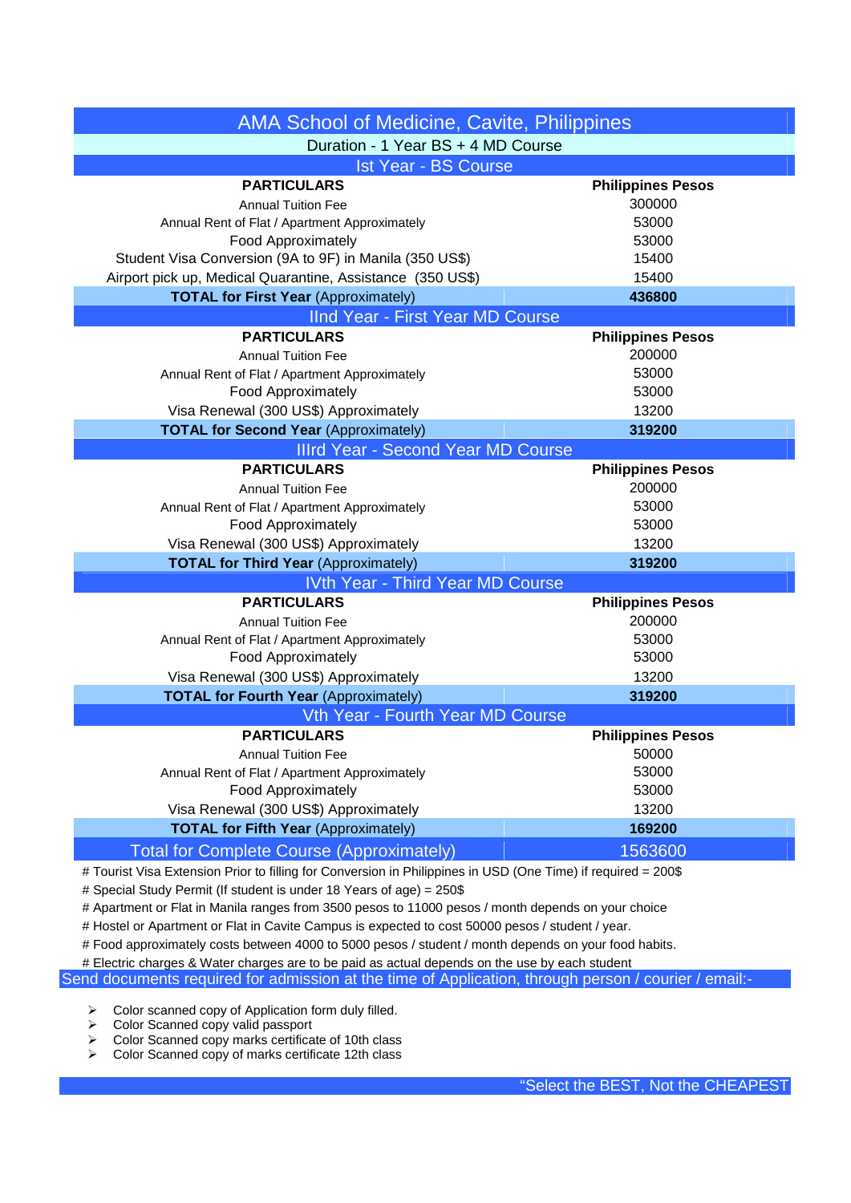# AMA School of Medicine, Cavite, Philippines

Duration - 1 Year BS + 4 MD Course

| PARTICULARS | Philippines Pesos |
|---|---|
| **Ist Year - BS Course** | |
| Annual Tuition Fee | 300000 |
| Annual Rent of Flat / Apartment Approximately | 53000 |
| Food Approximately | 53000 |
| Student Visa Conversion (9A to 9F) in Manila (350 US$) | 15400 |
| Airport pick up, Medical Quarantine, Assistance (350 US$) | 15400 |
| **TOTAL for First Year** (Approximately) | **436800** |
| **IInd Year - First Year MD Course** | |
| Annual Tuition Fee | 200000 |
| Annual Rent of Flat / Apartment Approximately | 53000 |
| Food Approximately | 53000 |
| Visa Renewal (300 US$) Approximately | 13200 |
| **TOTAL for Second Year** (Approximately) | **319200** |
| **IIIrd Year - Second Year MD Course** | |
| Annual Tuition Fee | 200000 |
| Annual Rent of Flat / Apartment Approximately | 53000 |
| Food Approximately | 53000 |
| Visa Renewal (300 US$) Approximately | 13200 |
| **TOTAL for Third Year** (Approximately) | **319200** |
| **IVth Year - Third Year MD Course** | |
| Annual Tuition Fee | 200000 |
| Annual Rent of Flat / Apartment Approximately | 53000 |
| Food Approximately | 53000 |
| Visa Renewal (300 US$) Approximately | 13200 |
| **TOTAL for Fourth Year** (Approximately) | **319200** |
| **Vth Year - Fourth Year MD Course** | |
| Annual Tuition Fee | 50000 |
| Annual Rent of Flat / Apartment Approximately | 53000 |
| Food Approximately | 53000 |
| Visa Renewal (300 US$) Approximately | 13200 |
| **TOTAL for Fifth Year** (Approximately) | **169200** |
| Total for Complete Course (Approximately) | 1563600 |

# Tourist Visa Extension Prior to filling for Conversion in Philippines in USD (One Time) if required = 200$

# Special Study Permit (If student is under 18 Years of age) = 250$

# Apartment or Flat in Manila ranges from 3500 pesos to 11000 pesos / month depends on your choice

# Hostel or Apartment or Flat in Cavite Campus is expected to cost 50000 pesos / student / year.

# Food approximately costs between 4000 to 5000 pesos / student / month depends on your food habits.

# Electric charges & Water charges are to be paid as actual depends on the use by each student

Send documents required for admission at the time of Application, through person / courier / email:-

- Color scanned copy of Application form duly filled.
- Color Scanned copy valid passport
- Color Scanned copy marks certificate of 10th class
- Color Scanned copy of marks certificate 12th class

"Select the BEST, Not the CHEAPEST